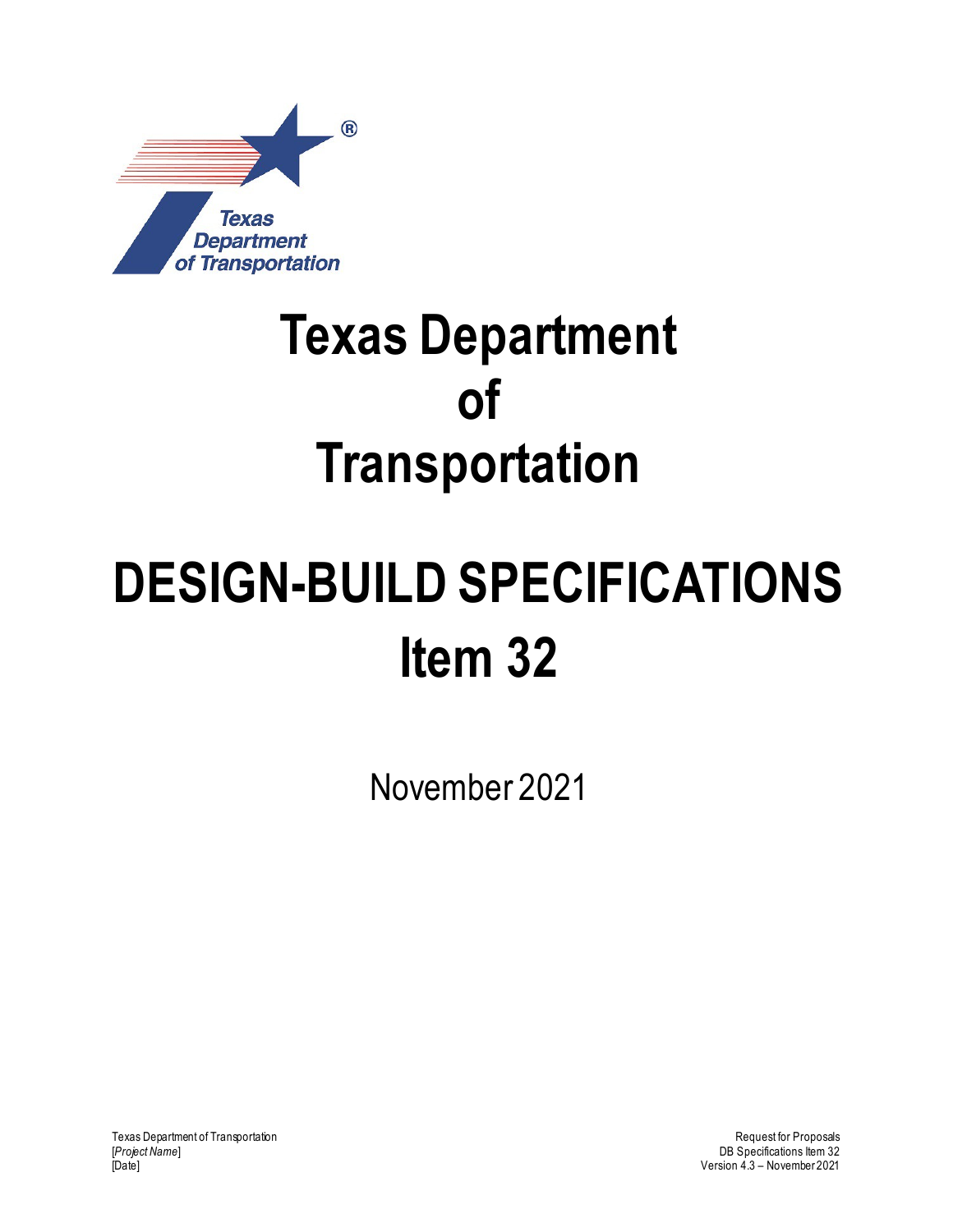# Texas Department of Transportation

# DESIGN-BUILD SPECIFICATIONS
# Item 32

November 2021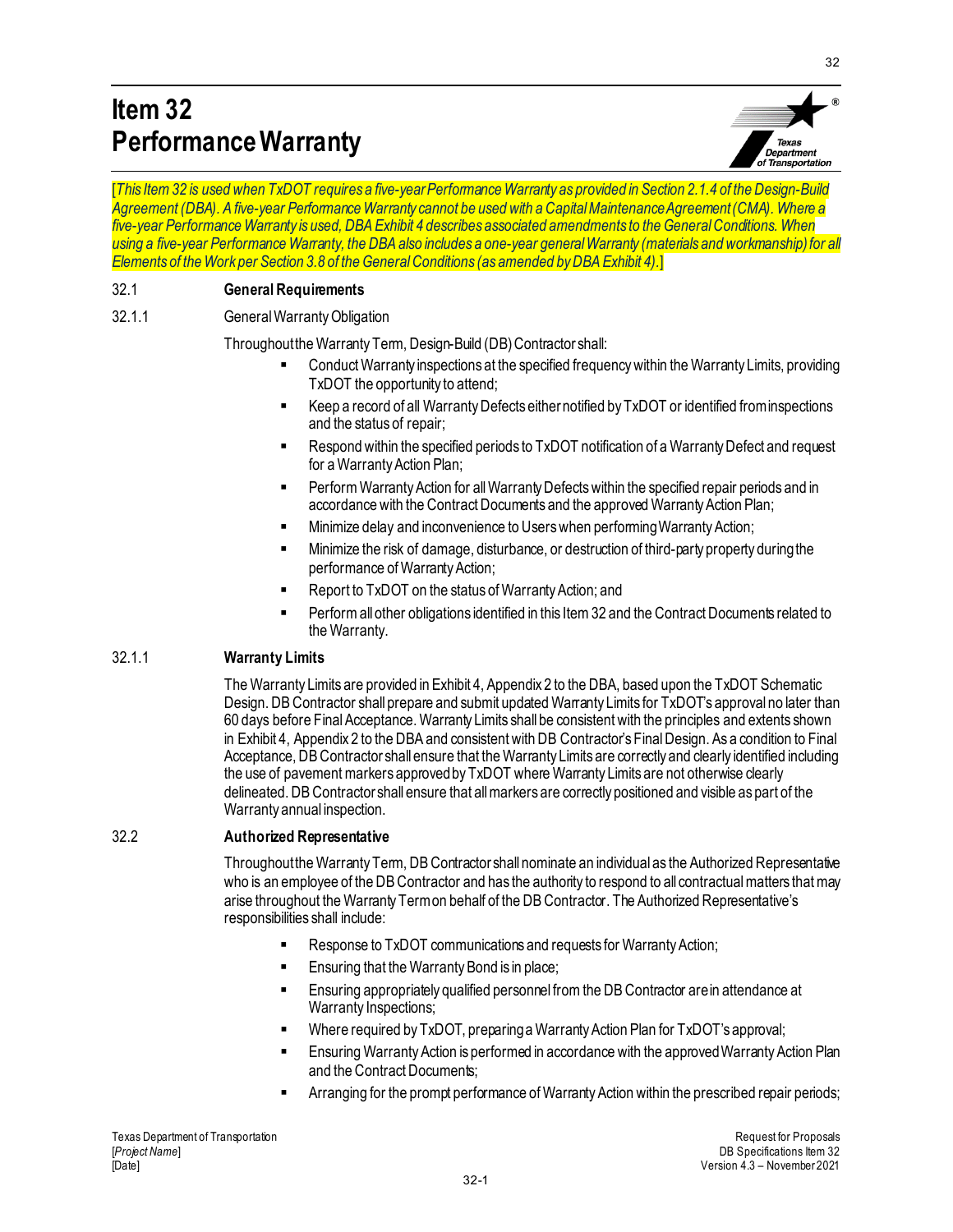# Item 32
# Performance Warranty

[*This Item 32 is used when TxDOT requires a five-year Performance Warranty as provided in Section 2.1.4 of the Design-Build Agreement (DBA). A five-year Performance Warranty cannot be used with a Capital Maintenance Agreement (CMA). Where a five-year Performance Warranty is used, DBA Exhibit 4 describes associated amendments to the General Conditions. When using a five-year Performance Warranty, the DBA also includes a one-year general Warranty (materials and workmanship) for all Elements of the Work per Section 3.8 of the General Conditions (as amended by DBA Exhibit 4).*]

## 32.1 General Requirements

### 32.1.1 General Warranty Obligation

Throughout the Warranty Term, Design-Build (DB) Contractor shall:

- Conduct Warranty inspections at the specified frequency within the Warranty Limits, providing TxDOT the opportunity to attend;
- Keep a record of all Warranty Defects either notified by TxDOT or identified from inspections and the status of repair;
- Respond within the specified periods to TxDOT notification of a Warranty Defect and request for a Warranty Action Plan;
- Perform Warranty Action for all Warranty Defects within the specified repair periods and in accordance with the Contract Documents and the approved Warranty Action Plan;
- Minimize delay and inconvenience to Users when performing Warranty Action;
- Minimize the risk of damage, disturbance, or destruction of third-party property during the performance of Warranty Action;
- Report to TxDOT on the status of Warranty Action; and
- Perform all other obligations identified in this Item 32 and the Contract Documents related to the Warranty.

### 32.1.1 Warranty Limits

The Warranty Limits are provided in Exhibit 4, Appendix 2 to the DBA, based upon the TxDOT Schematic Design. DB Contractor shall prepare and submit updated Warranty Limits for TxDOT's approval no later than 60 days before Final Acceptance. Warranty Limits shall be consistent with the principles and extents shown in Exhibit 4, Appendix 2 to the DBA and consistent with DB Contractor's Final Design. As a condition to Final Acceptance, DB Contractor shall ensure that the Warranty Limits are correctly and clearly identified including the use of pavement markers approved by TxDOT where Warranty Limits are not otherwise clearly delineated. DB Contractor shall ensure that all markers are correctly positioned and visible as part of the Warranty annual inspection.

## 32.2 Authorized Representative

Throughout the Warranty Term, DB Contractor shall nominate an individual as the Authorized Representative who is an employee of the DB Contractor and has the authority to respond to all contractual matters that may arise throughout the Warranty Term on behalf of the DB Contractor. The Authorized Representative's responsibilities shall include:

- Response to TxDOT communications and requests for Warranty Action;
- Ensuring that the Warranty Bond is in place;
- Ensuring appropriately qualified personnel from the DB Contractor are in attendance at Warranty Inspections;
- Where required by TxDOT, preparing a Warranty Action Plan for TxDOT's approval;
- Ensuring Warranty Action is performed in accordance with the approved Warranty Action Plan and the Contract Documents;
- Arranging for the prompt performance of Warranty Action within the prescribed repair periods;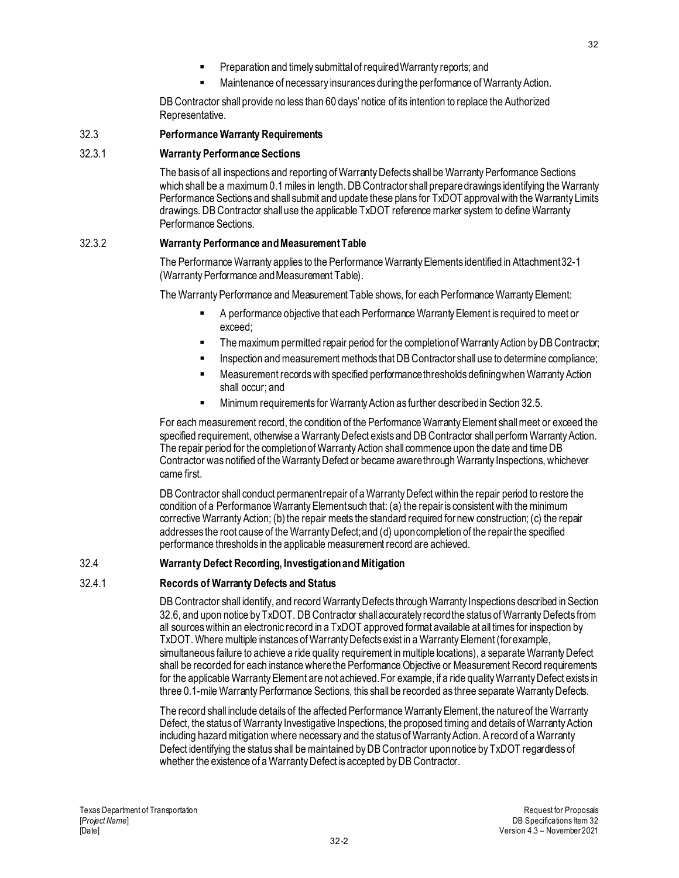- Preparation and timely submittal of required Warranty reports; and
- Maintenance of necessary insurances during the performance of Warranty Action.

DB Contractor shall provide no less than 60 days' notice of its intention to replace the Authorized Representative.

## 32.3 Performance Warranty Requirements

### 32.3.1 Warranty Performance Sections

The basis of all inspections and reporting of Warranty Defects shall be Warranty Performance Sections which shall be a maximum 0.1 miles in length. DB Contractor shall prepare drawings identifying the Warranty Performance Sections and shall submit and update these plans for TxDOT approval with the Warranty Limits drawings. DB Contractor shall use the applicable TxDOT reference marker system to define Warranty Performance Sections.

### 32.3.2 Warranty Performance and Measurement Table

The Performance Warranty applies to the Performance Warranty Elements identified in Attachment 32-1 (Warranty Performance and Measurement Table).

The Warranty Performance and Measurement Table shows, for each Performance Warranty Element:

- A performance objective that each Performance Warranty Element is required to meet or exceed;
- The maximum permitted repair period for the completion of Warranty Action by DB Contractor;
- Inspection and measurement methods that DB Contractor shall use to determine compliance;
- Measurement records with specified performance thresholds defining when Warranty Action shall occur; and
- Minimum requirements for Warranty Action as further described in Section 32.5.

For each measurement record, the condition of the Performance Warranty Element shall meet or exceed the specified requirement, otherwise a Warranty Defect exists and DB Contractor shall perform Warranty Action. The repair period for the completion of Warranty Action shall commence upon the date and time DB Contractor was notified of the Warranty Defect or became aware through Warranty Inspections, whichever came first.

DB Contractor shall conduct permanent repair of a Warranty Defect within the repair period to restore the condition of a Performance Warranty Element such that: (a) the repair is consistent with the minimum corrective Warranty Action; (b) the repair meets the standard required for new construction; (c) the repair addresses the root cause of the Warranty Defect; and (d) upon completion of the repair the specified performance thresholds in the applicable measurement record are achieved.

## 32.4 Warranty Defect Recording, Investigation and Mitigation

### 32.4.1 Records of Warranty Defects and Status

DB Contractor shall identify, and record Warranty Defects through Warranty Inspections described in Section 32.6, and upon notice by TxDOT. DB Contractor shall accurately record the status of Warranty Defects from all sources within an electronic record in a TxDOT approved format available at all times for inspection by TxDOT. Where multiple instances of Warranty Defects exist in a Warranty Element (for example, simultaneous failure to achieve a ride quality requirement in multiple locations), a separate Warranty Defect shall be recorded for each instance where the Performance Objective or Measurement Record requirements for the applicable Warranty Element are not achieved. For example, if a ride quality Warranty Defect exists in three 0.1-mile Warranty Performance Sections, this shall be recorded as three separate Warranty Defects.

The record shall include details of the affected Performance Warranty Element, the nature of the Warranty Defect, the status of Warranty Investigative Inspections, the proposed timing and details of Warranty Action including hazard mitigation where necessary and the status of Warranty Action. A record of a Warranty Defect identifying the status shall be maintained by DB Contractor upon notice by TxDOT regardless of whether the existence of a Warranty Defect is accepted by DB Contractor.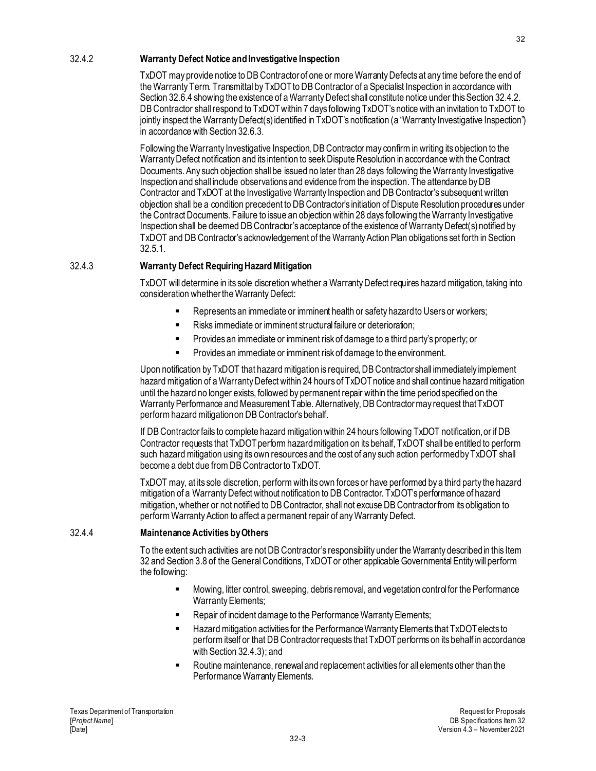### 32.4.2 **Warranty Defect Notice and Investigative Inspection**

TxDOT may provide notice to DB Contractor of one or more Warranty Defects at any time before the end of the Warranty Term. Transmittal by TxDOT to DB Contractor of a Specialist Inspection in accordance with Section 32.6.4 showing the existence of a Warranty Defect shall constitute notice under this Section 32.4.2. DB Contractor shall respond to TxDOT within 7 days following TxDOT's notice with an invitation to TxDOT to jointly inspect the Warranty Defect(s) identified in TxDOT's notification (a "Warranty Investigative Inspection") in accordance with Section 32.6.3.

Following the Warranty Investigative Inspection, DB Contractor may confirm in writing its objection to the Warranty Defect notification and its intention to seek Dispute Resolution in accordance with the Contract Documents. Any such objection shall be issued no later than 28 days following the Warranty Investigative Inspection and shall include observations and evidence from the inspection. The attendance by DB Contractor and TxDOT at the Investigative Warranty Inspection and DB Contractor's subsequent written objection shall be a condition precedent to DB Contractor's initiation of Dispute Resolution procedures under the Contract Documents. Failure to issue an objection within 28 days following the Warranty Investigative Inspection shall be deemed DB Contractor's acceptance of the existence of Warranty Defect(s) notified by TxDOT and DB Contractor's acknowledgement of the Warranty Action Plan obligations set forth in Section 32.5.1.

### 32.4.3 **Warranty Defect Requiring Hazard Mitigation**

TxDOT will determine in its sole discretion whether a Warranty Defect requires hazard mitigation, taking into consideration whether the Warranty Defect:

- Represents an immediate or imminent health or safety hazard to Users or workers;
- Risks immediate or imminent structural failure or deterioration;
- Provides an immediate or imminent risk of damage to a third party's property; or
- Provides an immediate or imminent risk of damage to the environment.

Upon notification by TxDOT that hazard mitigation is required, DB Contractor shall immediately implement hazard mitigation of a Warranty Defect within 24 hours of TxDOT notice and shall continue hazard mitigation until the hazard no longer exists, followed by permanent repair within the time period specified on the Warranty Performance and Measurement Table. Alternatively, DB Contractor may request that TxDOT perform hazard mitigation on DB Contractor's behalf.

If DB Contractor fails to complete hazard mitigation within 24 hours following TxDOT notification, or if DB Contractor requests that TxDOT perform hazard mitigation on its behalf, TxDOT shall be entitled to perform such hazard mitigation using its own resources and the cost of any such action performed by TxDOT shall become a debt due from DB Contractor to TxDOT.

TxDOT may, at its sole discretion, perform with its own forces or have performed by a third party the hazard mitigation of a Warranty Defect without notification to DB Contractor. TxDOT's performance of hazard mitigation, whether or not notified to DB Contractor, shall not excuse DB Contractor from its obligation to perform Warranty Action to affect a permanent repair of any Warranty Defect.

### 32.4.4 **Maintenance Activities by Others**

To the extent such activities are not DB Contractor's responsibility under the Warranty described in this Item 32 and Section 3.8 of the General Conditions, TxDOT or other applicable Governmental Entity will perform the following:

- Mowing, litter control, sweeping, debris removal, and vegetation control for the Performance Warranty Elements;
- Repair of incident damage to the Performance Warranty Elements;
- Hazard mitigation activities for the Performance Warranty Elements that TxDOT elects to perform itself or that DB Contractor requests that TxDOT performs on its behalf in accordance with Section 32.4.3); and
- Routine maintenance, renewal and replacement activities for all elements other than the Performance Warranty Elements.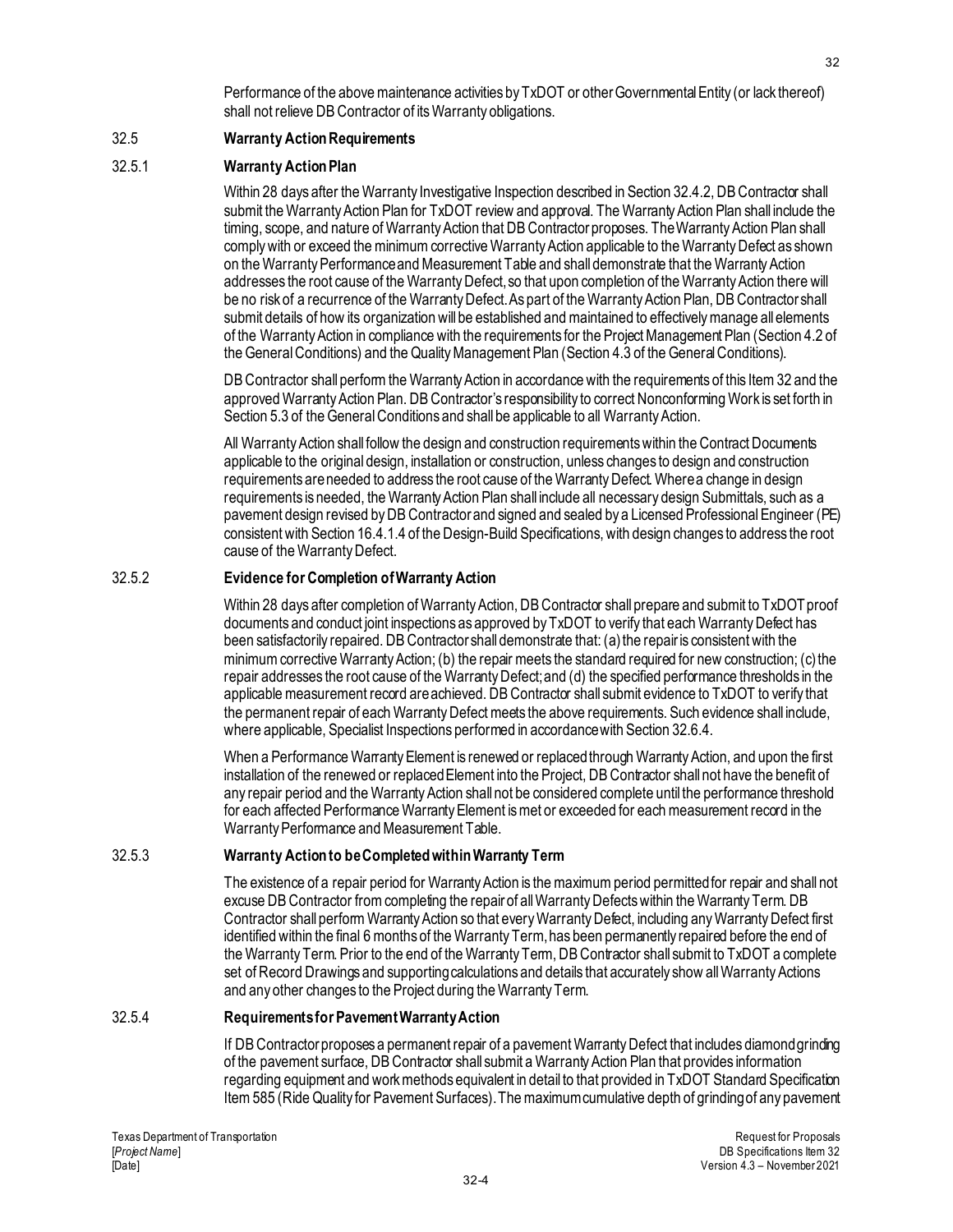Performance of the above maintenance activities by TxDOT or other Governmental Entity (or lack thereof) shall not relieve DB Contractor of its Warranty obligations.

## 32.5 Warranty Action Requirements

### 32.5.1 Warranty Action Plan

Within 28 days after the Warranty Investigative Inspection described in Section 32.4.2, DB Contractor shall submit the Warranty Action Plan for TxDOT review and approval. The Warranty Action Plan shall include the timing, scope, and nature of Warranty Action that DB Contractor proposes. The Warranty Action Plan shall comply with or exceed the minimum corrective Warranty Action applicable to the Warranty Defect as shown on the Warranty Performance and Measurement Table and shall demonstrate that the Warranty Action addresses the root cause of the Warranty Defect, so that upon completion of the Warranty Action there will be no risk of a recurrence of the Warranty Defect. As part of the Warranty Action Plan, DB Contractor shall submit details of how its organization will be established and maintained to effectively manage all elements of the Warranty Action in compliance with the requirements for the Project Management Plan (Section 4.2 of the General Conditions) and the Quality Management Plan (Section 4.3 of the General Conditions).

DB Contractor shall perform the Warranty Action in accordance with the requirements of this Item 32 and the approved Warranty Action Plan. DB Contractor's responsibility to correct Nonconforming Work is set forth in Section 5.3 of the General Conditions and shall be applicable to all Warranty Action.

All Warranty Action shall follow the design and construction requirements within the Contract Documents applicable to the original design, installation or construction, unless changes to design and construction requirements are needed to address the root cause of the Warranty Defect. Where a change in design requirements is needed, the Warranty Action Plan shall include all necessary design Submittals, such as a pavement design revised by DB Contractor and signed and sealed by a Licensed Professional Engineer (PE) consistent with Section 16.4.1.4 of the Design-Build Specifications, with design changes to address the root cause of the Warranty Defect.

### 32.5.2 Evidence for Completion of Warranty Action

Within 28 days after completion of Warranty Action, DB Contractor shall prepare and submit to TxDOT proof documents and conduct joint inspections as approved by TxDOT to verify that each Warranty Defect has been satisfactorily repaired. DB Contractor shall demonstrate that: (a) the repair is consistent with the minimum corrective Warranty Action; (b) the repair meets the standard required for new construction; (c) the repair addresses the root cause of the Warranty Defect; and (d) the specified performance thresholds in the applicable measurement record are achieved. DB Contractor shall submit evidence to TxDOT to verify that the permanent repair of each Warranty Defect meets the above requirements. Such evidence shall include, where applicable, Specialist Inspections performed in accordance with Section 32.6.4.

When a Performance Warranty Element is renewed or replaced through Warranty Action, and upon the first installation of the renewed or replaced Element into the Project, DB Contractor shall not have the benefit of any repair period and the Warranty Action shall not be considered complete until the performance threshold for each affected Performance Warranty Element is met or exceeded for each measurement record in the Warranty Performance and Measurement Table.

### 32.5.3 Warranty Action to be Completed within Warranty Term

The existence of a repair period for Warranty Action is the maximum period permitted for repair and shall not excuse DB Contractor from completing the repair of all Warranty Defects within the Warranty Term. DB Contractor shall perform Warranty Action so that every Warranty Defect, including any Warranty Defect first identified within the final 6 months of the Warranty Term, has been permanently repaired before the end of the Warranty Term. Prior to the end of the Warranty Term, DB Contractor shall submit to TxDOT a complete set of Record Drawings and supporting calculations and details that accurately show all Warranty Actions and any other changes to the Project during the Warranty Term.

### 32.5.4 Requirements for Pavement Warranty Action

If DB Contractor proposes a permanent repair of a pavement Warranty Defect that includes diamond grinding of the pavement surface, DB Contractor shall submit a Warranty Action Plan that provides information regarding equipment and work methods equivalent in detail to that provided in TxDOT Standard Specification Item 585 (Ride Quality for Pavement Surfaces). The maximum cumulative depth of grinding of any pavement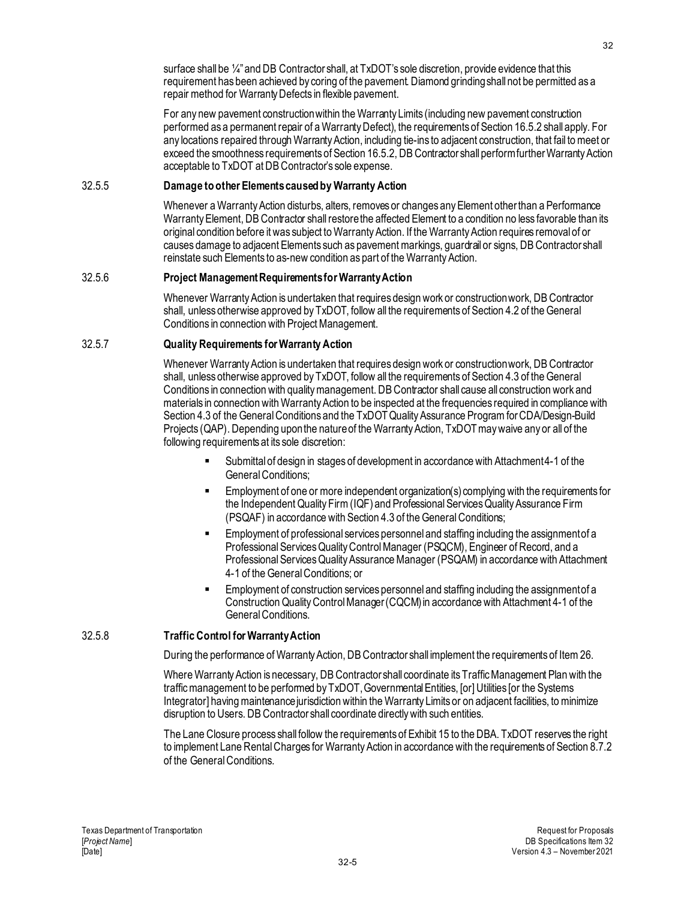surface shall be ¼" and DB Contractor shall, at TxDOT's sole discretion, provide evidence that this requirement has been achieved by coring of the pavement. Diamond grinding shall not be permitted as a repair method for Warranty Defects in flexible pavement.

For any new pavement construction within the Warranty Limits (including new pavement construction performed as a permanent repair of a Warranty Defect), the requirements of Section 16.5.2 shall apply. For any locations repaired through Warranty Action, including tie-ins to adjacent construction, that fail to meet or exceed the smoothness requirements of Section 16.5.2, DB Contractor shall perform further Warranty Action acceptable to TxDOT at DB Contractor's sole expense.

### 32.5.5 Damage to other Elements caused by Warranty Action

Whenever a Warranty Action disturbs, alters, removes or changes any Element other than a Performance Warranty Element, DB Contractor shall restore the affected Element to a condition no less favorable than its original condition before it was subject to Warranty Action. If the Warranty Action requires removal of or causes damage to adjacent Elements such as pavement markings, guardrail or signs, DB Contractor shall reinstate such Elements to as-new condition as part of the Warranty Action.

### 32.5.6 Project Management Requirements for Warranty Action

Whenever Warranty Action is undertaken that requires design work or construction work, DB Contractor shall, unless otherwise approved by TxDOT, follow all the requirements of Section 4.2 of the General Conditions in connection with Project Management.

### 32.5.7 Quality Requirements for Warranty Action

Whenever Warranty Action is undertaken that requires design work or construction work, DB Contractor shall, unless otherwise approved by TxDOT, follow all the requirements of Section 4.3 of the General Conditions in connection with quality management. DB Contractor shall cause all construction work and materials in connection with Warranty Action to be inspected at the frequencies required in compliance with Section 4.3 of the General Conditions and the TxDOT Quality Assurance Program for CDA/Design-Build Projects (QAP). Depending upon the nature of the Warranty Action, TxDOT may waive any or all of the following requirements at its sole discretion:

- Submittal of design in stages of development in accordance with Attachment 4-1 of the General Conditions;
- Employment of one or more independent organization(s) complying with the requirements for the Independent Quality Firm (IQF) and Professional Services Quality Assurance Firm (PSQAF) in accordance with Section 4.3 of the General Conditions;
- Employment of professional services personnel and staffing including the assignment of a Professional Services Quality Control Manager (PSQCM), Engineer of Record, and a Professional Services Quality Assurance Manager (PSQAM) in accordance with Attachment 4-1 of the General Conditions; or
- Employment of construction services personnel and staffing including the assignment of a Construction Quality Control Manager (CQCM) in accordance with Attachment 4-1 of the General Conditions.

### 32.5.8 Traffic Control for Warranty Action

During the performance of Warranty Action, DB Contractor shall implement the requirements of Item 26.

Where Warranty Action is necessary, DB Contractor shall coordinate its Traffic Management Plan with the traffic management to be performed by TxDOT, Governmental Entities, [or] Utilities [or the Systems Integrator] having maintenance jurisdiction within the Warranty Limits or on adjacent facilities, to minimize disruption to Users. DB Contractor shall coordinate directly with such entities.

The Lane Closure process shall follow the requirements of Exhibit 15 to the DBA. TxDOT reserves the right to implement Lane Rental Charges for Warranty Action in accordance with the requirements of Section 8.7.2 of the General Conditions.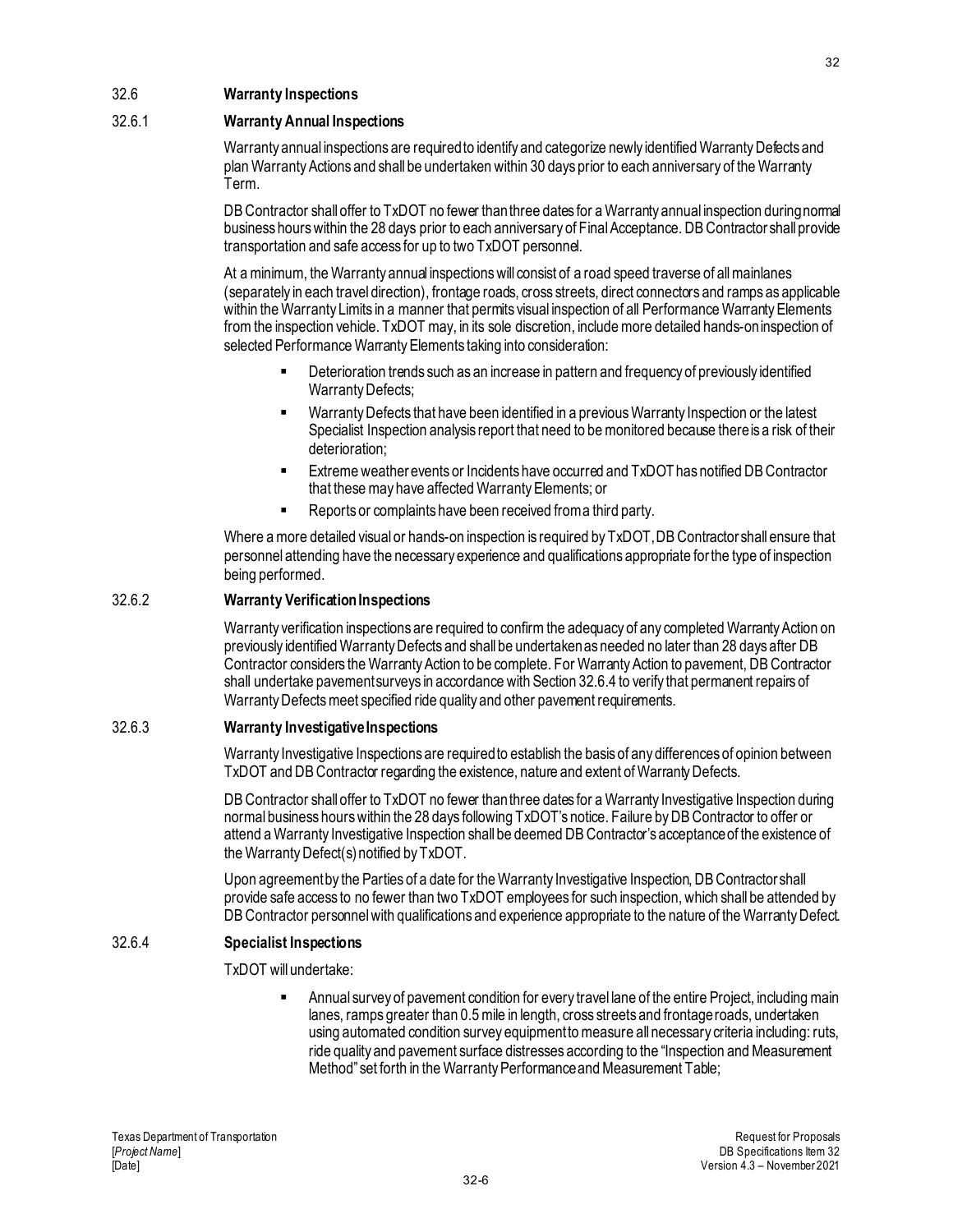## 32.6 Warranty Inspections

### 32.6.1 Warranty Annual Inspections

Warranty annual inspections are required to identify and categorize newly identified Warranty Defects and plan Warranty Actions and shall be undertaken within 30 days prior to each anniversary of the Warranty Term.

DB Contractor shall offer to TxDOT no fewer than three dates for a Warranty annual inspection during normal business hours within the 28 days prior to each anniversary of Final Acceptance. DB Contractor shall provide transportation and safe access for up to two TxDOT personnel.

At a minimum, the Warranty annual inspections will consist of a road speed traverse of all mainlanes (separately in each travel direction), frontage roads, cross streets, direct connectors and ramps as applicable within the Warranty Limits in a manner that permits visual inspection of all Performance Warranty Elements from the inspection vehicle. TxDOT may, in its sole discretion, include more detailed hands-on inspection of selected Performance Warranty Elements taking into consideration:

- Deterioration trends such as an increase in pattern and frequency of previously identified Warranty Defects;
- Warranty Defects that have been identified in a previous Warranty Inspection or the latest Specialist Inspection analysis report that need to be monitored because there is a risk of their deterioration;
- Extreme weather events or Incidents have occurred and TxDOT has notified DB Contractor that these may have affected Warranty Elements; or
- Reports or complaints have been received from a third party.

Where a more detailed visual or hands-on inspection is required by TxDOT, DB Contractor shall ensure that personnel attending have the necessary experience and qualifications appropriate for the type of inspection being performed.

### 32.6.2 Warranty Verification Inspections

Warranty verification inspections are required to confirm the adequacy of any completed Warranty Action on previously identified Warranty Defects and shall be undertaken as needed no later than 28 days after DB Contractor considers the Warranty Action to be complete. For Warranty Action to pavement, DB Contractor shall undertake pavement surveys in accordance with Section 32.6.4 to verify that permanent repairs of Warranty Defects meet specified ride quality and other pavement requirements.

### 32.6.3 Warranty Investigative Inspections

Warranty Investigative Inspections are required to establish the basis of any differences of opinion between TxDOT and DB Contractor regarding the existence, nature and extent of Warranty Defects.

DB Contractor shall offer to TxDOT no fewer than three dates for a Warranty Investigative Inspection during normal business hours within the 28 days following TxDOT's notice. Failure by DB Contractor to offer or attend a Warranty Investigative Inspection shall be deemed DB Contractor's acceptance of the existence of the Warranty Defect(s) notified by TxDOT.

Upon agreement by the Parties of a date for the Warranty Investigative Inspection, DB Contractor shall provide safe access to no fewer than two TxDOT employees for such inspection, which shall be attended by DB Contractor personnel with qualifications and experience appropriate to the nature of the Warranty Defect.

### 32.6.4 Specialist Inspections

TxDOT will undertake:

- Annual survey of pavement condition for every travel lane of the entire Project, including main lanes, ramps greater than 0.5 mile in length, cross streets and frontage roads, undertaken using automated condition survey equipment to measure all necessary criteria including: ruts, ride quality and pavement surface distresses according to the "Inspection and Measurement Method" set forth in the Warranty Performance and Measurement Table;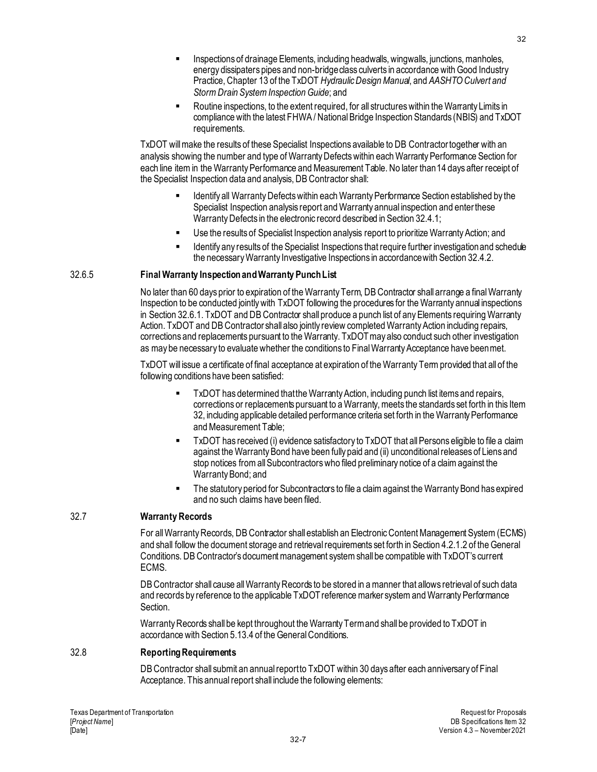- Inspections of drainage Elements, including headwalls, wingwalls, junctions, manholes, energy dissipaters pipes and non-bridge class culverts in accordance with Good Industry Practice, Chapter 13 of the TxDOT *Hydraulic Design Manual*, and *AASHTO Culvert and Storm Drain System Inspection Guide*; and
- Routine inspections, to the extent required, for all structures within the Warranty Limits in compliance with the latest FHWA / National Bridge Inspection Standards (NBIS) and TxDOT requirements.

TxDOT will make the results of these Specialist Inspections available to DB Contractor together with an analysis showing the number and type of Warranty Defects within each Warranty Performance Section for each line item in the Warranty Performance and Measurement Table. No later than 14 days after receipt of the Specialist Inspection data and analysis, DB Contractor shall:

- Identify all Warranty Defects within each Warranty Performance Section established by the Specialist Inspection analysis report and Warranty annual inspection and enter these Warranty Defects in the electronic record described in Section 32.4.1;
- Use the results of Specialist Inspection analysis report to prioritize Warranty Action; and
- Identify any results of the Specialist Inspections that require further investigation and schedule the necessary Warranty Investigative Inspections in accordance with Section 32.4.2.

### 32.6.5 Final Warranty Inspection and Warranty Punch List

No later than 60 days prior to expiration of the Warranty Term, DB Contractor shall arrange a final Warranty Inspection to be conducted jointly with TxDOT following the procedures for the Warranty annual inspections in Section 32.6.1. TxDOT and DB Contractor shall produce a punch list of any Elements requiring Warranty Action. TxDOT and DB Contractor shall also jointly review completed Warranty Action including repairs, corrections and replacements pursuant to the Warranty. TxDOT may also conduct such other investigation as may be necessary to evaluate whether the conditions to Final Warranty Acceptance have been met.

TxDOT will issue a certificate of final acceptance at expiration of the Warranty Term provided that all of the following conditions have been satisfied:

- TxDOT has determined that the Warranty Action, including punch list items and repairs, corrections or replacements pursuant to a Warranty, meets the standards set forth in this Item 32, including applicable detailed performance criteria set forth in the Warranty Performance and Measurement Table;
- TxDOT has received (i) evidence satisfactory to TxDOT that all Persons eligible to file a claim against the Warranty Bond have been fully paid and (ii) unconditional releases of Liens and stop notices from all Subcontractors who filed preliminary notice of a claim against the Warranty Bond; and
- The statutory period for Subcontractors to file a claim against the Warranty Bond has expired and no such claims have been filed.

## 32.7 Warranty Records

For all Warranty Records, DB Contractor shall establish an Electronic Content Management System (ECMS) and shall follow the document storage and retrieval requirements set forth in Section 4.2.1.2 of the General Conditions. DB Contractor's document management system shall be compatible with TxDOT's current ECMS.

DB Contractor shall cause all Warranty Records to be stored in a manner that allows retrieval of such data and records by reference to the applicable TxDOT reference marker system and Warranty Performance Section.

Warranty Records shall be kept throughout the Warranty Term and shall be provided to TxDOT in accordance with Section 5.13.4 of the General Conditions.

## 32.8 Reporting Requirements

DB Contractor shall submit an annual report to TxDOT within 30 days after each anniversary of Final Acceptance. This annual report shall include the following elements: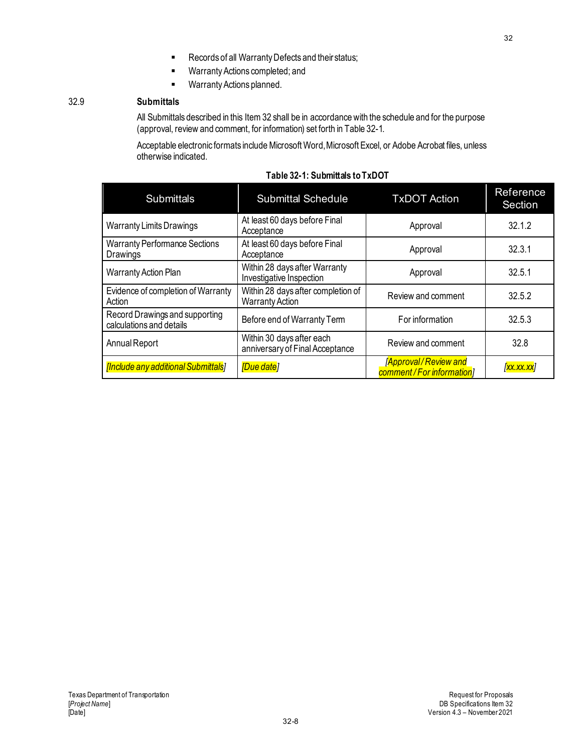- Records of all Warranty Defects and their status;
- Warranty Actions completed; and
- Warranty Actions planned.

## 32.9 Submittals

All Submittals described in this Item 32 shall be in accordance with the schedule and for the purpose (approval, review and comment, for information) set forth in Table 32-1.

Acceptable electronic formats include Microsoft Word, Microsoft Excel, or Adobe Acrobat files, unless otherwise indicated.

**Table 32-1: Submittals to TxDOT**

| Submittals | Submittal Schedule | TxDOT Action | Reference Section |
|---|---|---|---|
| Warranty Limits Drawings | At least 60 days before Final Acceptance | Approval | 32.1.2 |
| Warranty Performance Sections Drawings | At least 60 days before Final Acceptance | Approval | 32.3.1 |
| Warranty Action Plan | Within 28 days after Warranty Investigative Inspection | Approval | 32.5.1 |
| Evidence of completion of Warranty Action | Within 28 days after completion of Warranty Action | Review and comment | 32.5.2 |
| Record Drawings and supporting calculations and details | Before end of Warranty Term | For information | 32.5.3 |
| Annual Report | Within 30 days after each anniversary of Final Acceptance | Review and comment | 32.8 |
| *[Include any additional Submittals]* | *[Due date]* | *[Approval / Review and comment / For information]* | *[xx.xx.xx]* |